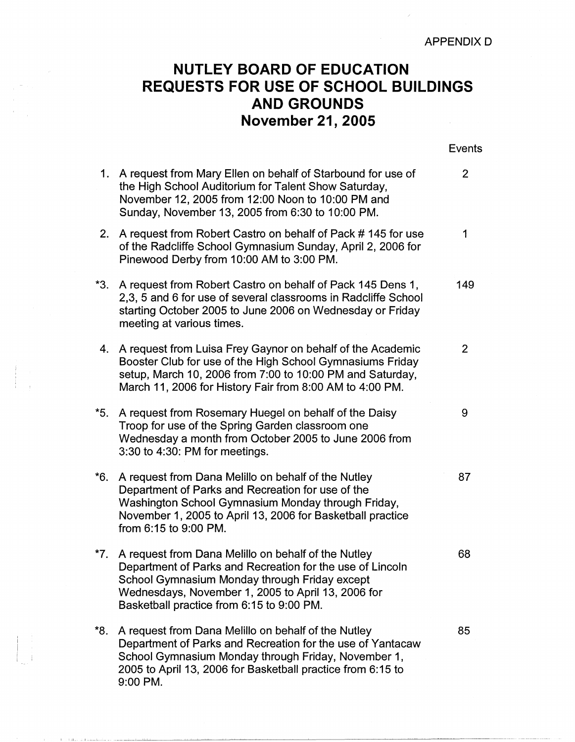APPENDIX D

# NUTLEY BOARD OF EDUCATION
# REQUESTS FOR USE OF SCHOOL BUILDINGS AND GROUNDS
## November 21, 2005

| | | Events |
|---|---|---|
| 1. | A request from Mary Ellen on behalf of Starbound for use of the High School Auditorium for Talent Show Saturday, November 12, 2005 from 12:00 Noon to 10:00 PM and Sunday, November 13, 2005 from 6:30 to 10:00 PM. | 2 |
| 2. | A request from Robert Castro on behalf of Pack # 145 for use of the Radcliffe School Gymnasium Sunday, April 2, 2006 for Pinewood Derby from 10:00 AM to 3:00 PM. | 1 |
| *3. | A request from Robert Castro on behalf of Pack 145 Dens 1, 2,3, 5 and 6 for use of several classrooms in Radcliffe School starting October 2005 to June 2006 on Wednesday or Friday meeting at various times. | 149 |
| 4. | A request from Luisa Frey Gaynor on behalf of the Academic Booster Club for use of the High School Gymnasiums Friday setup, March 10, 2006 from 7:00 to 10:00 PM and Saturday, March 11, 2006 for History Fair from 8:00 AM to 4:00 PM. | 2 |
| *5. | A request from Rosemary Huegel on behalf of the Daisy Troop for use of the Spring Garden classroom one Wednesday a month from October 2005 to June 2006 from 3:30 to 4:30: PM for meetings. | 9 |
| *6. | A request from Dana Melillo on behalf of the Nutley Department of Parks and Recreation for use of the Washington School Gymnasium Monday through Friday, November 1, 2005 to April 13, 2006 for Basketball practice from 6:15 to 9:00 PM. | 87 |
| *7. | A request from Dana Melillo on behalf of the Nutley Department of Parks and Recreation for the use of Lincoln School Gymnasium Monday through Friday except Wednesdays, November 1, 2005 to April 13, 2006 for Basketball practice from 6:15 to 9:00 PM. | 68 |
| *8. | A request from Dana Melillo on behalf of the Nutley Department of Parks and Recreation for the use of Yantacaw School Gymnasium Monday through Friday, November 1, 2005 to April 13, 2006 for Basketball practice from 6:15 to 9:00 PM. | 85 |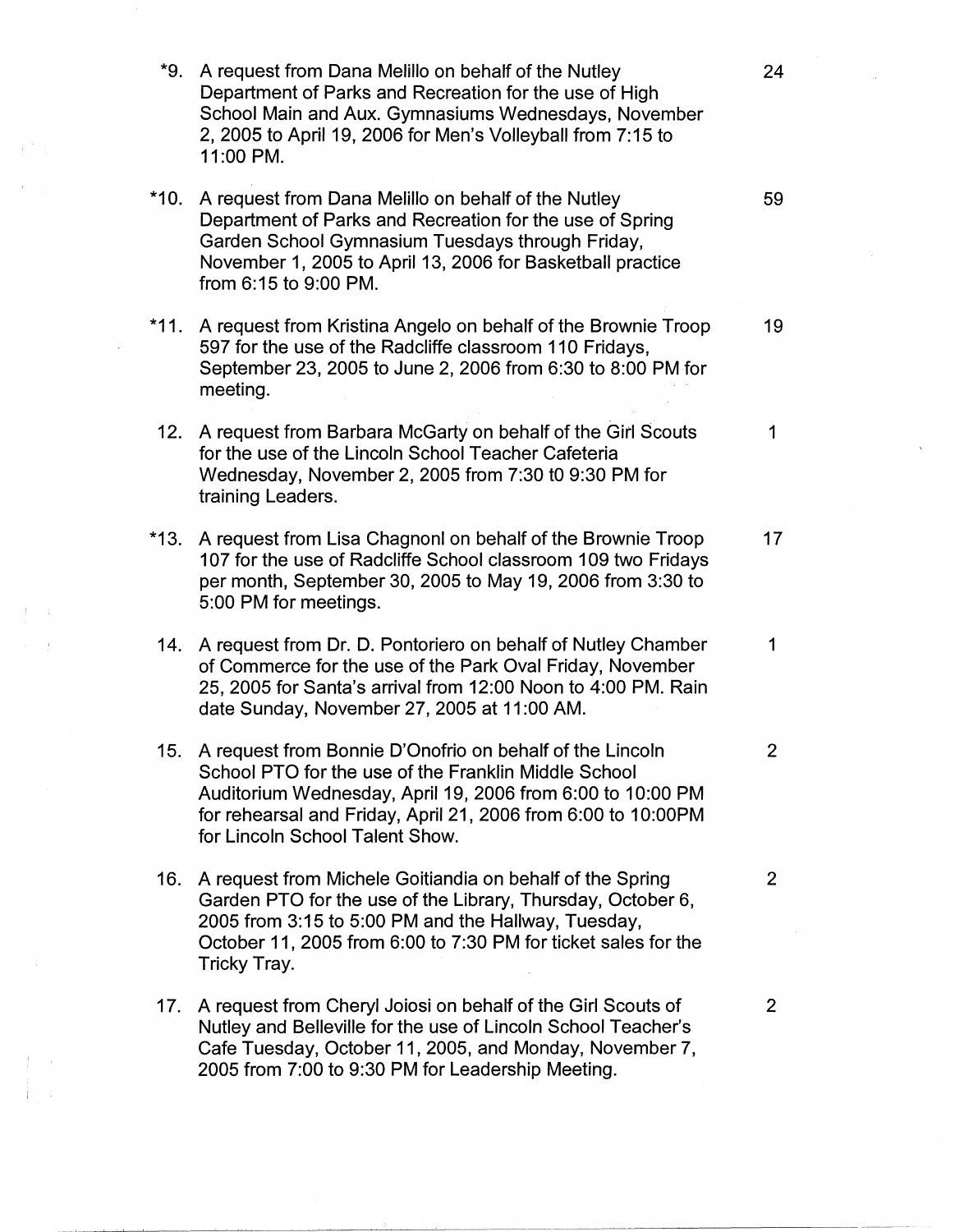| | | |
|---|---|---|
| *9. | A request from Dana Melillo on behalf of the Nutley Department of Parks and Recreation for the use of High School Main and Aux. Gymnasiums Wednesdays, November 2, 2005 to April 19, 2006 for Men's Volleyball from 7:15 to 11:00 PM. | 24 |
| *10. | A request from Dana Melillo on behalf of the Nutley Department of Parks and Recreation for the use of Spring Garden School Gymnasium Tuesdays through Friday, November 1, 2005 to April 13, 2006 for Basketball practice from 6:15 to 9:00 PM. | 59 |
| *11. | A request from Kristina Angelo on behalf of the Brownie Troop 597 for the use of the Radcliffe classroom 110 Fridays, September 23, 2005 to June 2, 2006 from 6:30 to 8:00 PM for meeting. | 19 |
| 12. | A request from Barbara McGarty on behalf of the Girl Scouts for the use of the Lincoln School Teacher Cafeteria Wednesday, November 2, 2005 from 7:30 t0 9:30 PM for training Leaders. | 1 |
| *13. | A request from Lisa Chagnonl on behalf of the Brownie Troop 107 for the use of Radcliffe School classroom 109 two Fridays per month, September 30, 2005 to May 19, 2006 from 3:30 to 5:00 PM for meetings. | 17 |
| 14. | A request from Dr. D. Pontoriero on behalf of Nutley Chamber of Commerce for the use of the Park Oval Friday, November 25, 2005 for Santa's arrival from 12:00 Noon to 4:00 PM. Rain date Sunday, November 27, 2005 at 11:00 AM. | 1 |
| 15. | A request from Bonnie D'Onofrio on behalf of the Lincoln School PTO for the use of the Franklin Middle School Auditorium Wednesday, April 19, 2006 from 6:00 to 10:00 PM for rehearsal and Friday, April 21, 2006 from 6:00 to 10:00PM for Lincoln School Talent Show. | 2 |
| 16. | A request from Michele Goitiandia on behalf of the Spring Garden PTO for the use of the Library, Thursday, October 6, 2005 from 3:15 to 5:00 PM and the Hallway, Tuesday, October 11, 2005 from 6:00 to 7:30 PM for ticket sales for the Tricky Tray. | 2 |
| 17. | A request from Cheryl Joiosi on behalf of the Girl Scouts of Nutley and Belleville for the use of Lincoln School Teacher's Cafe Tuesday, October 11, 2005, and Monday, November 7, 2005 from 7:00 to 9:30 PM for Leadership Meeting. | 2 |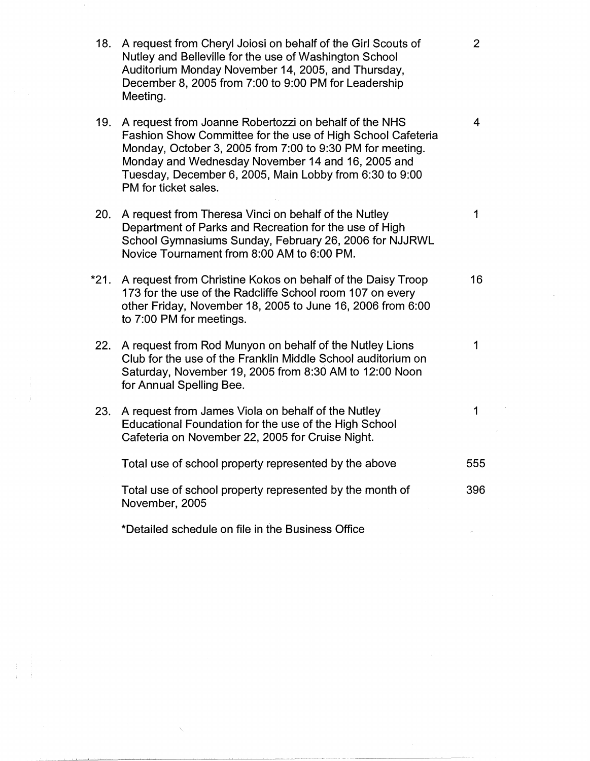| | | |
|---|---|---|
| 18. | A request from Cheryl Joiosi on behalf of the Girl Scouts of Nutley and Belleville for the use of Washington School Auditorium Monday November 14, 2005, and Thursday, December 8, 2005 from 7:00 to 9:00 PM for Leadership Meeting. | 2 |
| 19. | A request from Joanne Robertozzi on behalf of the NHS Fashion Show Committee for the use of High School Cafeteria Monday, October 3, 2005 from 7:00 to 9:30 PM for meeting. Monday and Wednesday November 14 and 16, 2005 and Tuesday, December 6, 2005, Main Lobby from 6:30 to 9:00 PM for ticket sales. | 4 |
| 20. | A request from Theresa Vinci on behalf of the Nutley Department of Parks and Recreation for the use of High School Gymnasiums Sunday, February 26, 2006 for NJJRWL Novice Tournament from 8:00 AM to 6:00 PM. | 1 |
| *21. | A request from Christine Kokos on behalf of the Daisy Troop 173 for the use of the Radcliffe School room 107 on every other Friday, November 18, 2005 to June 16, 2006 from 6:00 to 7:00 PM for meetings. | 16 |
| 22. | A request from Rod Munyon on behalf of the Nutley Lions Club for the use of the Franklin Middle School auditorium on Saturday, November 19, 2005 from 8:30 AM to 12:00 Noon for Annual Spelling Bee. | 1 |
| 23. | A request from James Viola on behalf of the Nutley Educational Foundation for the use of the High School Cafeteria on November 22, 2005 for Cruise Night. | 1 |
| | Total use of school property represented by the above | 555 |
| | Total use of school property represented by the month of November, 2005 | 396 |

*Detailed schedule on file in the Business Office